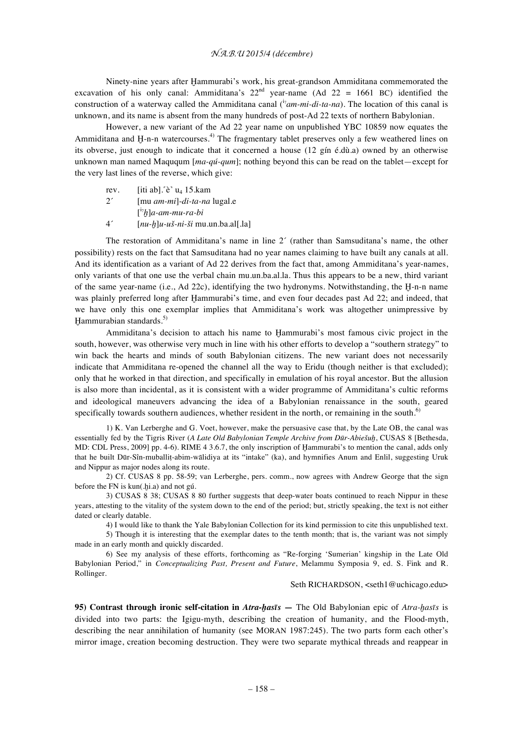Ninety-nine years after Ḫammurabi's work, his great-grandson Ammiditana commemorated the excavation of his only canal: Ammiditana's 22[nd] year-name (Ad 22 = 1661 BC) identified the construction of a waterway called the Ammiditana canal ([i₇]*am-mi-di-ta-na*). The location of this canal is unknown, and its name is absent from the many hundreds of post-Ad 22 texts of northern Babylonian.

However, a new variant of the Ad 22 year name on unpublished YBC 10859 now equates the Ammiditana and Ḫ-n-n watercourses.[4] The fragmentary tablet preserves only a few weathered lines on its obverse, just enough to indicate that it concerned a house (12 gín é.dù.a) owned by an otherwise unknown man named Maququm [*ma-qú-qum*]; nothing beyond this can be read on the tablet—except for the very last lines of the reverse, which give:

rev. [iti ab].˹è˺ u₄ 15.kam
2´ [mu *am-mi*]-*di-ta-na* lugal.e
[[i₇]*ḫ*]*a-am-mu-ra-bi*
4´ [*nu-ḫ*]*u-uš-ni-ši* mu.un.ba.al[.la]

The restoration of Ammiditana's name in line 2´ (rather than Samsuditana's name, the other possibility) rests on the fact that Samsuditana had no year names claiming to have built any canals at all. And its identification as a variant of Ad 22 derives from the fact that, among Ammiditana's year-names, only variants of that one use the verbal chain mu.un.ba.al.la. Thus this appears to be a new, third variant of the same year-name (i.e., Ad 22c), identifying the two hydronyms. Notwithstanding, the Ḫ-n-n name was plainly preferred long after Ḫammurabi's time, and even four decades past Ad 22; and indeed, that we have only this one exemplar implies that Ammiditana's work was altogether unimpressive by Ḫammurabian standards.[5]

Ammiditana's decision to attach his name to Ḫammurabi's most famous civic project in the south, however, was otherwise very much in line with his other efforts to develop a "southern strategy" to win back the hearts and minds of south Babylonian citizens. The new variant does not necessarily indicate that Ammiditana re-opened the channel all the way to Eridu (though neither is that excluded); only that he worked in that direction, and specifically in emulation of his royal ancestor. But the allusion is also more than incidental, as it is consistent with a wider programme of Ammiditana's cultic reforms and ideological maneuvers advancing the idea of a Babylonian renaissance in the south, geared specifically towards southern audiences, whether resident in the north, or remaining in the south.[6]

1) K. Van Lerberghe and G. Voet, however, make the persuasive case that, by the Late OB, the canal was essentially fed by the Tigris River (*A Late Old Babylonian Temple Archive from Dūr-Abiešuḫ*, CUSAS 8 [Bethesda, MD: CDL Press, 2009] pp. 4-6). RIME 4 3.6.7, the only inscription of Ḫammurabi's to mention the canal, adds only that he built Dūr-Sîn-muballiṭ-abim-wālidiya at its "intake" (ka), and hymnifies Anum and Enlil, suggesting Uruk and Nippur as major nodes along its route.

2) Cf. CUSAS 8 pp. 58-59; van Lerberghe, pers. comm., now agrees with Andrew George that the sign before the FN is kun(.ḫi.a) and not gú.

3) CUSAS 8 38; CUSAS 8 80 further suggests that deep-water boats continued to reach Nippur in these years, attesting to the vitality of the system down to the end of the period; but, strictly speaking, the text is not either dated or clearly datable.

4) I would like to thank the Yale Babylonian Collection for its kind permission to cite this unpublished text.

5) Though it is interesting that the exemplar dates to the tenth month; that is, the variant was not simply made in an early month and quickly discarded.

6) See my analysis of these efforts, forthcoming as "Re-forging 'Sumerian' kingship in the Late Old Babylonian Period," in *Conceptualizing Past, Present and Future*, Melammu Symposia 9, ed. S. Fink and R. Rollinger.

Seth RICHARDSON, <seth1@uchicago.edu>

**95) Contrast through ironic self-citation in *Atra-ḫasīs* —** The Old Babylonian epic of *Atra-ḫasīs* is divided into two parts: the Igigu-myth, describing the creation of humanity, and the Flood-myth, describing the near annihilation of humanity (see MORAN 1987:245). The two parts form each other's mirror image, creation becoming destruction. They were two separate mythical threads and reappear in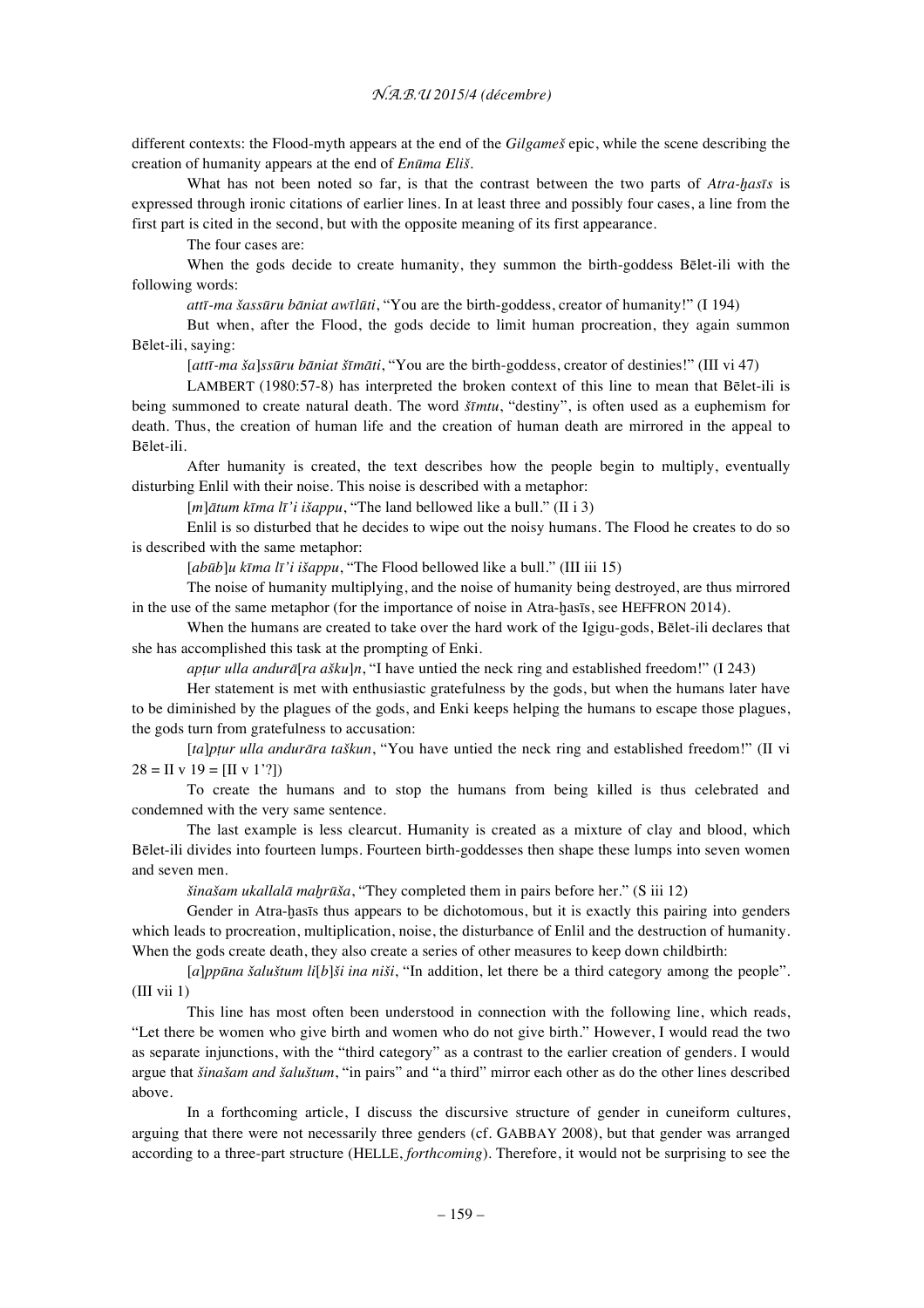different contexts: the Flood-myth appears at the end of the *Gilgameš* epic, while the scene describing the creation of humanity appears at the end of *Enūma Eliš*.

What has not been noted so far, is that the contrast between the two parts of *Atra-ḫasīs* is expressed through ironic citations of earlier lines. In at least three and possibly four cases, a line from the first part is cited in the second, but with the opposite meaning of its first appearance.

The four cases are:

When the gods decide to create humanity, they summon the birth-goddess Bēlet-ili with the following words:

*attī-ma šassūru bāniat awīlūti*, "You are the birth-goddess, creator of humanity!" (I 194)

But when, after the Flood, the gods decide to limit human procreation, they again summon Bēlet-ili, saying:

[*attī-ma ša*]*ssūru bāniat šīmāti*, "You are the birth-goddess, creator of destinies!" (III vi 47)

LAMBERT (1980:57-8) has interpreted the broken context of this line to mean that Bēlet-ili is being summoned to create natural death. The word *šīmtu*, "destiny", is often used as a euphemism for death. Thus, the creation of human life and the creation of human death are mirrored in the appeal to Bēlet-ili.

After humanity is created, the text describes how the people begin to multiply, eventually disturbing Enlil with their noise. This noise is described with a metaphor:

[*m*]*ātum kīma lī'i išappu*, "The land bellowed like a bull." (II i 3)

Enlil is so disturbed that he decides to wipe out the noisy humans. The Flood he creates to do so is described with the same metaphor:

[*abūb*]*u kīma lī'i išappu*, "The Flood bellowed like a bull." (III iii 15)

The noise of humanity multiplying, and the noise of humanity being destroyed, are thus mirrored in the use of the same metaphor (for the importance of noise in Atra-ḫasīs, see HEFFRON 2014).

When the humans are created to take over the hard work of the Igigu-gods, Bēlet-ili declares that she has accomplished this task at the prompting of Enki.

*apṭur ulla andurā*[*ra ašku*]*n*, "I have untied the neck ring and established freedom!" (I 243)

Her statement is met with enthusiastic gratefulness by the gods, but when the humans later have to be diminished by the plagues of the gods, and Enki keeps helping the humans to escape those plagues, the gods turn from gratefulness to accusation:

[*ta*]*pṭur ulla andurāra taškun*, "You have untied the neck ring and established freedom!" (II vi 28 = II v 19 = [II v 1'?])

To create the humans and to stop the humans from being killed is thus celebrated and condemned with the very same sentence.

The last example is less clearcut. Humanity is created as a mixture of clay and blood, which Bēlet-ili divides into fourteen lumps. Fourteen birth-goddesses then shape these lumps into seven women and seven men.

*šinašam ukallalā maḫrūša*, "They completed them in pairs before her." (S iii 12)

Gender in Atra-ḫasīs thus appears to be dichotomous, but it is exactly this pairing into genders which leads to procreation, multiplication, noise, the disturbance of Enlil and the destruction of humanity. When the gods create death, they also create a series of other measures to keep down childbirth:

[*a*]*ppūna šaluštum li*[*b*]*ši ina niši*, "In addition, let there be a third category among the people". (III vii 1)

This line has most often been understood in connection with the following line, which reads, "Let there be women who give birth and women who do not give birth." However, I would read the two as separate injunctions, with the "third category" as a contrast to the earlier creation of genders. I would argue that *šinašam and šaluštum*, "in pairs" and "a third" mirror each other as do the other lines described above.

In a forthcoming article, I discuss the discursive structure of gender in cuneiform cultures, arguing that there were not necessarily three genders (cf. GABBAY 2008), but that gender was arranged according to a three-part structure (HELLE, *forthcoming*). Therefore, it would not be surprising to see the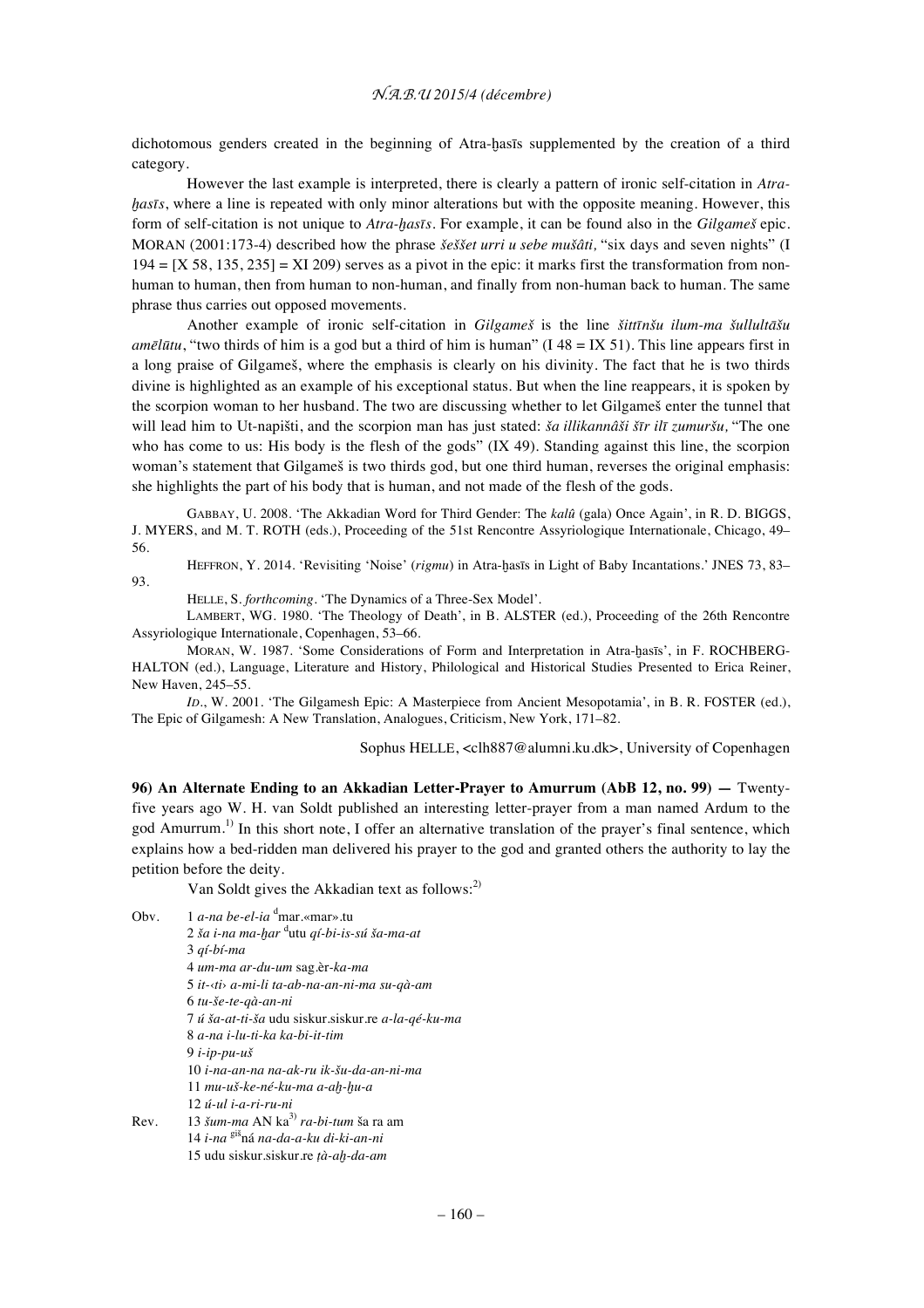dichotomous genders created in the beginning of Atra-ḫasīs supplemented by the creation of a third category.

However the last example is interpreted, there is clearly a pattern of ironic self-citation in *Atra-ḫasīs*, where a line is repeated with only minor alterations but with the opposite meaning. However, this form of self-citation is not unique to *Atra-ḫasīs*. For example, it can be found also in the *Gilgameš* epic. MORAN (2001:173-4) described how the phrase *šeššet urri u sebe mušâti,* "six days and seven nights" (I 194 = [X 58, 135, 235] = XI 209) serves as a pivot in the epic: it marks first the transformation from non-human to human, then from human to non-human, and finally from non-human back to human. The same phrase thus carries out opposed movements.

Another example of ironic self-citation in *Gilgameš* is the line *šittīnšu ilum-ma šullultāšu amēlūtu*, "two thirds of him is a god but a third of him is human" (I 48 = IX 51). This line appears first in a long praise of Gilgameš, where the emphasis is clearly on his divinity. The fact that he is two thirds divine is highlighted as an example of his exceptional status. But when the line reappears, it is spoken by the scorpion woman to her husband. The two are discussing whether to let Gilgameš enter the tunnel that will lead him to Ut-napišti, and the scorpion man has just stated: *ša illikannâši šīr ilī zumuršu,* "The one who has come to us: His body is the flesh of the gods" (IX 49). Standing against this line, the scorpion woman's statement that Gilgameš is two thirds god, but one third human, reverses the original emphasis: she highlights the part of his body that is human, and not made of the flesh of the gods.

GABBAY, U. 2008. 'The Akkadian Word for Third Gender: The *kalû* (gala) Once Again', in R. D. BIGGS, J. MYERS, and M. T. ROTH (eds.), Proceeding of the 51st Rencontre Assyriologique Internationale, Chicago, 49–56.

HEFFRON, Y. 2014. 'Revisiting 'Noise' (*rigmu*) in Atra-ḫasīs in Light of Baby Incantations.' JNES 73, 83–93.

HELLE, S. *forthcoming*. 'The Dynamics of a Three-Sex Model'.

LAMBERT, WG. 1980. 'The Theology of Death', in B. ALSTER (ed.), Proceeding of the 26th Rencontre Assyriologique Internationale, Copenhagen, 53–66.

MORAN, W. 1987. 'Some Considerations of Form and Interpretation in Atra-ḫasīs', in F. ROCHBERG-HALTON (ed.), Language, Literature and History, Philological and Historical Studies Presented to Erica Reiner, New Haven, 245–55.

*ID*., W. 2001. 'The Gilgamesh Epic: A Masterpiece from Ancient Mesopotamia', in B. R. FOSTER (ed.), The Epic of Gilgamesh: A New Translation, Analogues, Criticism, New York, 171–82.

Sophus HELLE, <clh887@alumni.ku.dk>, University of Copenhagen

**96) An Alternate Ending to an Akkadian Letter-Prayer to Amurrum (AbB 12, no. 99) —** Twenty-five years ago W. H. van Soldt published an interesting letter-prayer from a man named Ardum to the god Amurrum.[1)] In this short note, I offer an alternative translation of the prayer's final sentence, which explains how a bed-ridden man delivered his prayer to the god and granted others the authority to lay the petition before the deity.

Van Soldt gives the Akkadian text as follows:[2)]

Obv. 1 *a-na be-el-ia* ᵈmar.«mar».tu
2 *ša i-na ma-ḫar* ᵈutu *qí-bi-is-sú ša-ma-at*
3 *qí-bí-ma*
4 *um-ma ar-du-um* sag.èr-*ka-ma*
5 *it-‹ti› a-mi-li ta-ab-na-an-ni-ma su-qà-am*
6 *tu-še-te-qà-an-ni*
7 *ú ša-at-ti-ša* udu siskur.siskur.re *a-la-qé-ku-ma*
8 *a-na i-lu-ti-ka ka-bi-it-tim*
9 *i-ip-pu-uš*
10 *i-na-an-na na-ak-ru ik-šu-da-an-ni-ma*
11 *mu-uš-ke-né-ku-ma a-aḫ-ḫu-a*
12 *ú-ul i-a-ri-ru-ni*
Rev. 13 *šum-ma* AN ka[3)] *ra-bi-tum* ša ra am
14 *i-na* ᵍⁱˢná *na-da-a-ku di-ki-an-ni*
15 udu siskur.siskur.re *ṭà-aḫ-da-am*